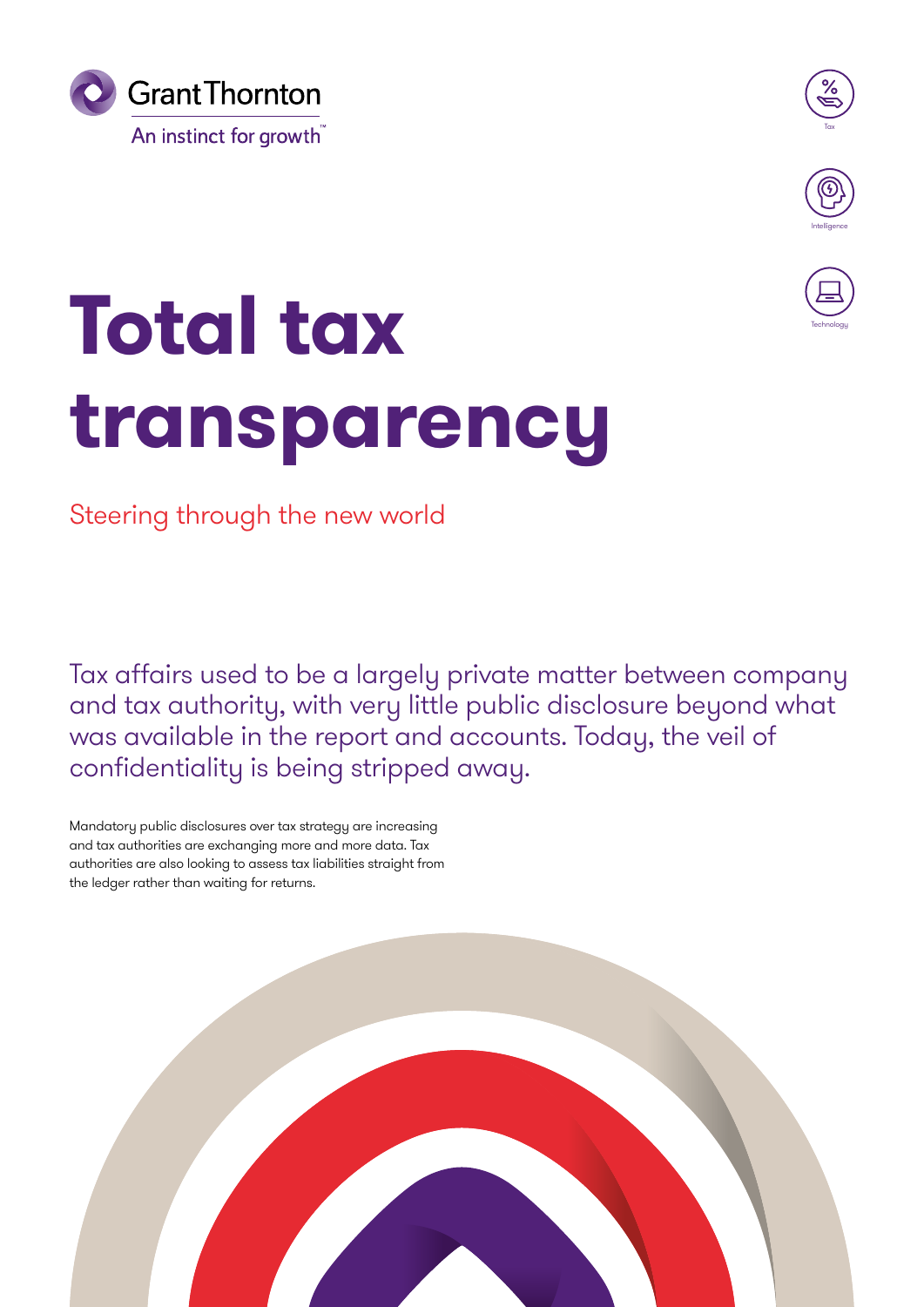Grant Thornton

An instinct for growth™

Tax

Intelligence

Technology

# Total tax transparency

## Steering through the new world

Tax affairs used to be a largely private matter between company and tax authority, with very little public disclosure beyond what was available in the report and accounts. Today, the veil of confidentiality is being stripped away.

Mandatory public disclosures over tax strategy are increasing and tax authorities are exchanging more and more data. Tax authorities are also looking to assess tax liabilities straight from the ledger rather than waiting for returns.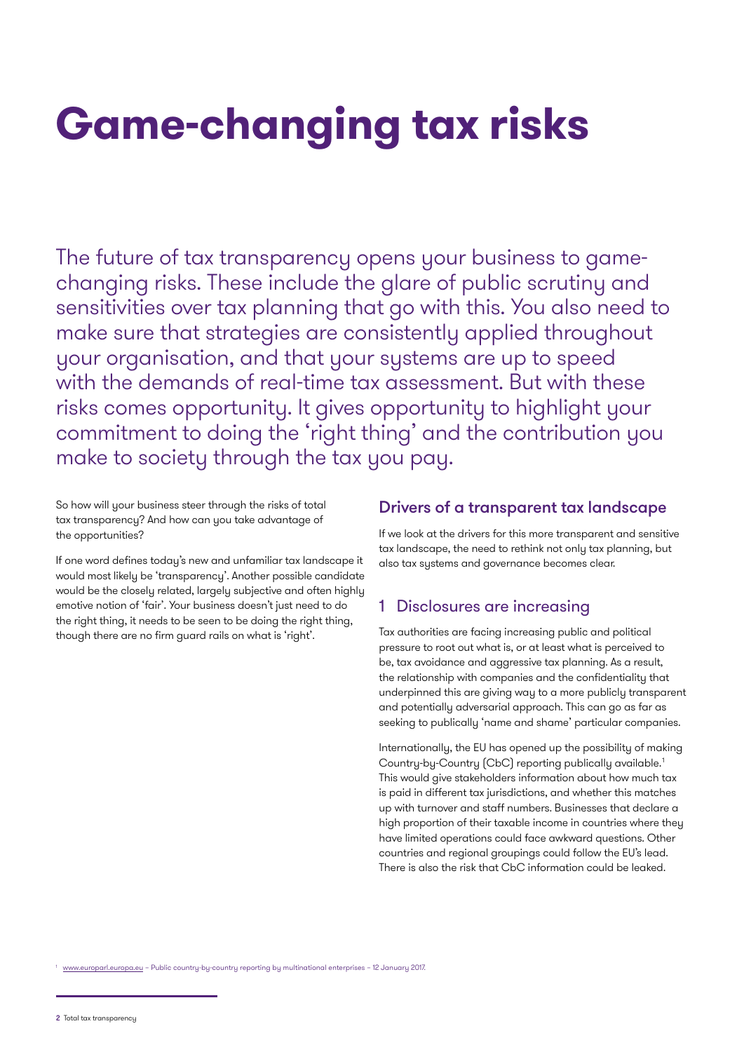# Game-changing tax risks

The future of tax transparency opens your business to game-changing risks. These include the glare of public scrutiny and sensitivities over tax planning that go with this. You also need to make sure that strategies are consistently applied throughout your organisation, and that your systems are up to speed with the demands of real-time tax assessment. But with these risks comes opportunity. It gives opportunity to highlight your commitment to doing the 'right thing' and the contribution you make to society through the tax you pay.

So how will your business steer through the risks of total tax transparency? And how can you take advantage of the opportunities?

If one word defines today's new and unfamiliar tax landscape it would most likely be 'transparency'. Another possible candidate would be the closely related, largely subjective and often highly emotive notion of 'fair'. Your business doesn't just need to do the right thing, it needs to be seen to be doing the right thing, though there are no firm guard rails on what is 'right'.

## Drivers of a transparent tax landscape

If we look at the drivers for this more transparent and sensitive tax landscape, the need to rethink not only tax planning, but also tax systems and governance becomes clear.

### 1 Disclosures are increasing

Tax authorities are facing increasing public and political pressure to root out what is, or at least what is perceived to be, tax avoidance and aggressive tax planning. As a result, the relationship with companies and the confidentiality that underpinned this are giving way to a more publicly transparent and potentially adversarial approach. This can go as far as seeking to publically 'name and shame' particular companies.

Internationally, the EU has opened up the possibility of making Country-by-Country (CbC) reporting publically available.[1] This would give stakeholders information about how much tax is paid in different tax jurisdictions, and whether this matches up with turnover and staff numbers. Businesses that declare a high proportion of their taxable income in countries where they have limited operations could face awkward questions. Other countries and regional groupings could follow the EU's lead. There is also the risk that CbC information could be leaked.

[1] www.europarl.europa.eu – Public country-by-country reporting by multinational enterprises – 12 January 2017.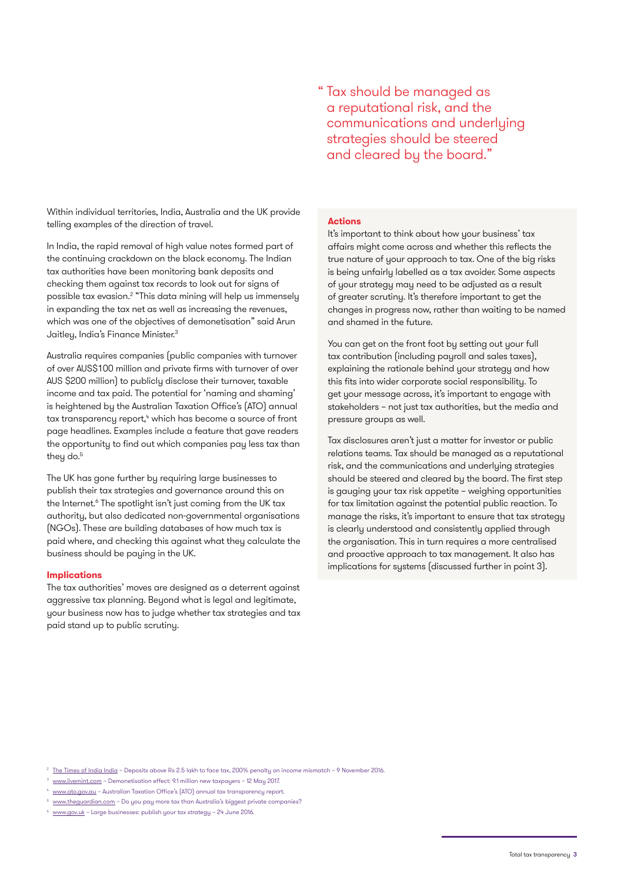> "Tax should be managed as a reputational risk, and the communications and underlying strategies should be steered and cleared by the board."

Within individual territories, India, Australia and the UK provide telling examples of the direction of travel.

In India, the rapid removal of high value notes formed part of the continuing crackdown on the black economy. The Indian tax authorities have been monitoring bank deposits and checking them against tax records to look out for signs of possible tax evasion.[2] "This data mining will help us immensely in expanding the tax net as well as increasing the revenues, which was one of the objectives of demonetisation" said Arun Jaitley, India's Finance Minister.[3]

Australia requires companies (public companies with turnover of over AUS$100 million and private firms with turnover of over AUS $200 million) to publicly disclose their turnover, taxable income and tax paid. The potential for 'naming and shaming' is heightened by the Australian Taxation Office's (ATO) annual tax transparency report,[4] which has become a source of front page headlines. Examples include a feature that gave readers the opportunity to find out which companies pay less tax than they do.[5]

The UK has gone further by requiring large businesses to publish their tax strategies and governance around this on the Internet.[6] The spotlight isn't just coming from the UK tax authority, but also dedicated non-governmental organisations (NGOs). These are building databases of how much tax is paid where, and checking this against what they calculate the business should be paying in the UK.

### Implications

The tax authorities' moves are designed as a deterrent against aggressive tax planning. Beyond what is legal and legitimate, your business now has to judge whether tax strategies and tax paid stand up to public scrutiny.

### Actions

It's important to think about how your business' tax affairs might come across and whether this reflects the true nature of your approach to tax. One of the big risks is being unfairly labelled as a tax avoider. Some aspects of your strategy may need to be adjusted as a result of greater scrutiny. It's therefore important to get the changes in progress now, rather than waiting to be named and shamed in the future.

You can get on the front foot by setting out your full tax contribution (including payroll and sales taxes), explaining the rationale behind your strategy and how this fits into wider corporate social responsibility. To get your message across, it's important to engage with stakeholders – not just tax authorities, but the media and pressure groups as well.

Tax disclosures aren't just a matter for investor or public relations teams. Tax should be managed as a reputational risk, and the communications and underlying strategies should be steered and cleared by the board. The first step is gauging your tax risk appetite – weighing opportunities for tax limitation against the potential public reaction. To manage the risks, it's important to ensure that tax strategy is clearly understood and consistently applied through the organisation. This in turn requires a more centralised and proactive approach to tax management. It also has implications for systems (discussed further in point 3).

---

[2] The Times of India India – Deposits above Rs 2.5 lakh to face tax, 200% penalty on income mismatch – 9 November 2016.

[3] www.livemint.com – Demonetisation effect: 9.1 million new taxpayers – 12 May 2017.

[4] www.ato.gov.au – Australian Taxation Office's (ATO) annual tax transparency report.

[5] www.theguardian.com – Do you pay more tax than Australia's biggest private companies?

[6] www.gov.uk – Large businesses: publish your tax strategy – 24 June 2016.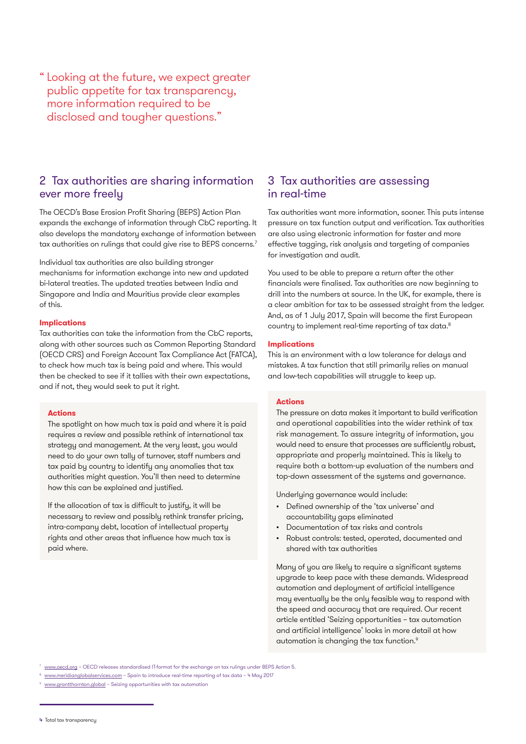> "Looking at the future, we expect greater public appetite for tax transparency, more information required to be disclosed and tougher questions."

## 2 Tax authorities are sharing information ever more freely

The OECD's Base Erosion Profit Sharing (BEPS) Action Plan expands the exchange of information through CbC reporting. It also develops the mandatory exchange of information between tax authorities on rulings that could give rise to BEPS concerns.[7]

Individual tax authorities are also building stronger mechanisms for information exchange into new and updated bi-lateral treaties. The updated treaties between India and Singapore and India and Mauritius provide clear examples of this.

**Implications**

Tax authorities can take the information from the CbC reports, along with other sources such as Common Reporting Standard (OECD CRS) and Foreign Account Tax Compliance Act (FATCA), to check how much tax is being paid and where. This would then be checked to see if it tallies with their own expectations, and if not, they would seek to put it right.

**Actions**

The spotlight on how much tax is paid and where it is paid requires a review and possible rethink of international tax strategy and management. At the very least, you would need to do your own tally of turnover, staff numbers and tax paid by country to identify any anomalies that tax authorities might question. You'll then need to determine how this can be explained and justified.

If the allocation of tax is difficult to justify, it will be necessary to review and possibly rethink transfer pricing, intra-company debt, location of intellectual property rights and other areas that influence how much tax is paid where.

## 3 Tax authorities are assessing in real-time

Tax authorities want more information, sooner. This puts intense pressure on tax function output and verification. Tax authorities are also using electronic information for faster and more effective tagging, risk analysis and targeting of companies for investigation and audit.

You used to be able to prepare a return after the other financials were finalised. Tax authorities are now beginning to drill into the numbers at source. In the UK, for example, there is a clear ambition for tax to be assessed straight from the ledger. And, as of 1 July 2017, Spain will become the first European country to implement real-time reporting of tax data.[8]

**Implications**

This is an environment with a low tolerance for delays and mistakes. A tax function that still primarily relies on manual and low-tech capabilities will struggle to keep up.

**Actions**

The pressure on data makes it important to build verification and operational capabilities into the wider rethink of tax risk management. To assure integrity of information, you would need to ensure that processes are sufficiently robust, appropriate and properly maintained. This is likely to require both a bottom-up evaluation of the numbers and top-down assessment of the systems and governance.

Underlying governance would include:

- Defined ownership of the 'tax universe' and accountability gaps eliminated
- Documentation of tax risks and controls
- Robust controls: tested, operated, documented and shared with tax authorities

Many of you are likely to require a significant systems upgrade to keep pace with these demands. Widespread automation and deployment of artificial intelligence may eventually be the only feasible way to respond with the speed and accuracy that are required. Our recent article entitled 'Seizing opportunities – tax automation and artificial intelligence' looks in more detail at how automation is changing the tax function.[9]

---

[7] www.oecd.org – OECD releases standardised IT-format for the exchange on tax rulings under BEPS Action 5.

[8] www.meridianglobalservices.com – Spain to introduce real-time reporting of tax data – 4 May 2017

[9] www.grantthornton.global – Seizing opportunities with tax automation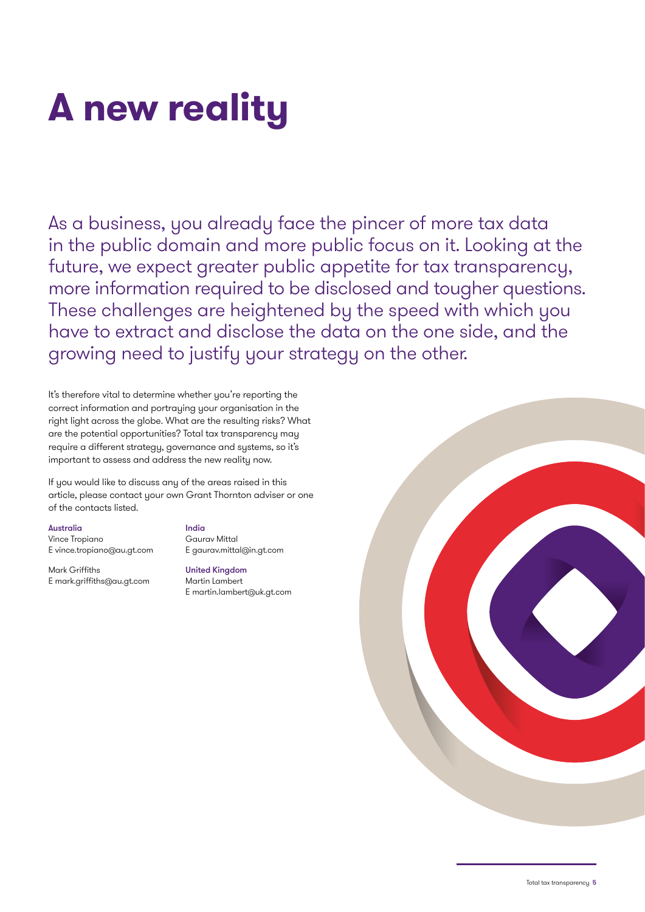# A new reality

As a business, you already face the pincer of more tax data in the public domain and more public focus on it. Looking at the future, we expect greater public appetite for tax transparency, more information required to be disclosed and tougher questions. These challenges are heightened by the speed with which you have to extract and disclose the data on the one side, and the growing need to justify your strategy on the other.

It's therefore vital to determine whether you're reporting the correct information and portraying your organisation in the right light across the globe. What are the resulting risks? What are the potential opportunities? Total tax transparency may require a different strategy, governance and systems, so it's important to assess and address the new reality now.

If you would like to discuss any of the areas raised in this article, please contact your own Grant Thornton adviser or one of the contacts listed.

**Australia**
Vince Tropiano
E vince.tropiano@au.gt.com

Mark Griffiths
E mark.griffiths@au.gt.com

**India**
Gaurav Mittal
E gaurav.mittal@in.gt.com

**United Kingdom**
Martin Lambert
E martin.lambert@uk.gt.com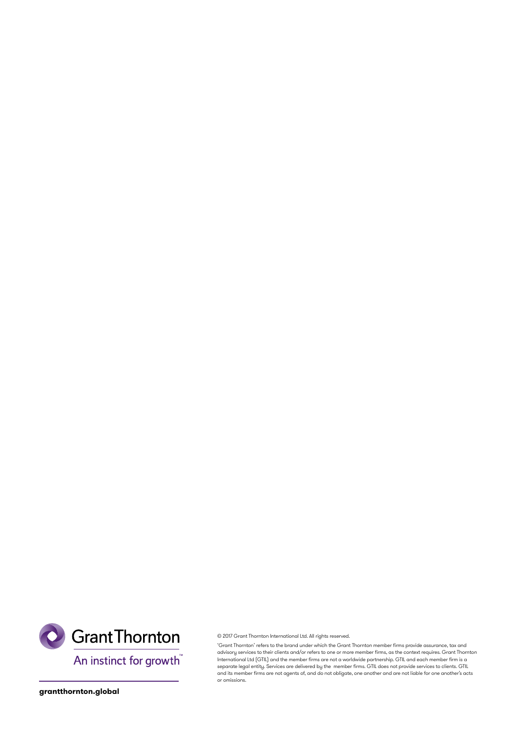Grant Thornton

An instinct for growth™

**grantthornton.global**

© 2017 Grant Thornton International Ltd. All rights reserved.

'Grant Thornton' refers to the brand under which the Grant Thornton member firms provide assurance, tax and advisory services to their clients and/or refers to one or more member firms, as the context requires. Grant Thornton International Ltd (GTIL) and the member firms are not a worldwide partnership. GTIL and each member firm is a separate legal entity. Services are delivered by the member firms. GTIL does not provide services to clients. GTIL and its member firms are not agents of, and do not obligate, one another and are not liable for one another's acts or omissions.